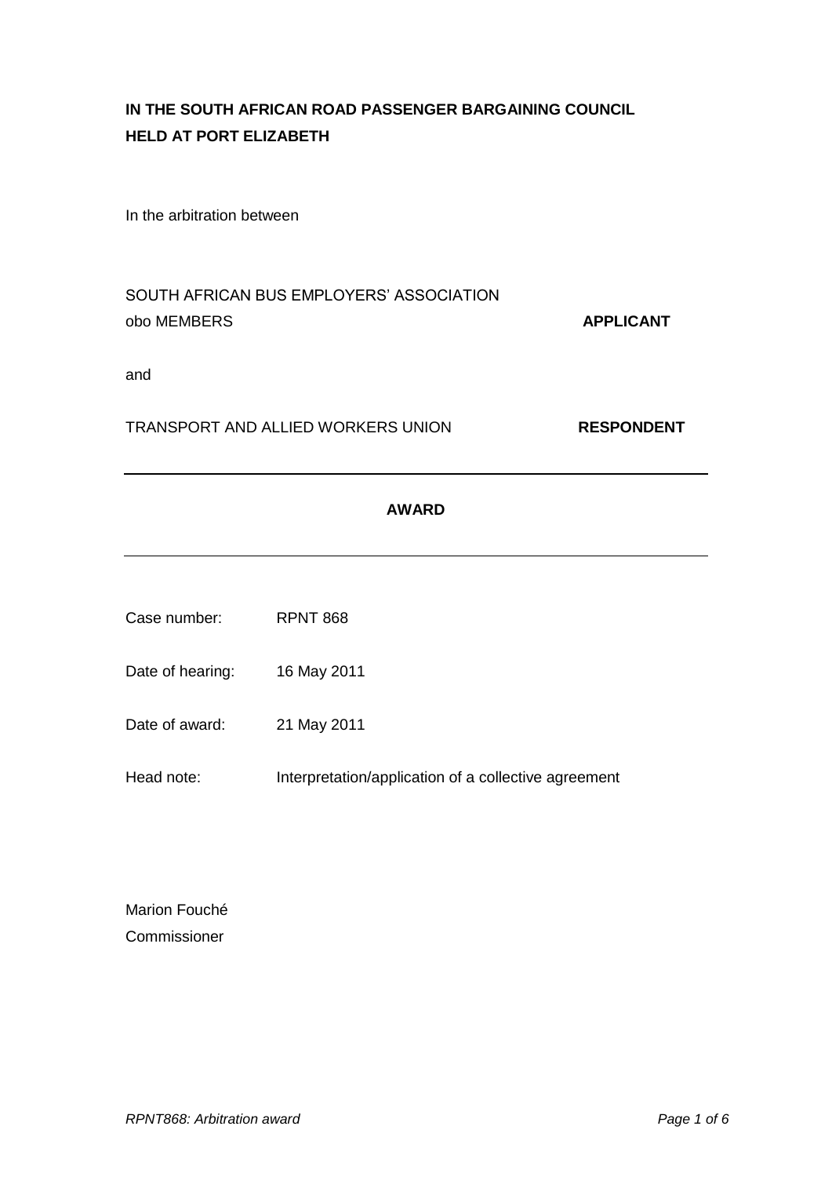**IN THE SOUTH AFRICAN ROAD PASSENGER BARGAINING COUNCIL**
**HELD AT PORT ELIZABETH**

In the arbitration between

SOUTH AFRICAN BUS EMPLOYERS' ASSOCIATION
obo MEMBERS **APPLICANT**

and

TRANSPORT AND ALLIED WORKERS UNION **RESPONDENT**

---

**AWARD**

---

Case number: RPNT 868

Date of hearing: 16 May 2011

Date of award: 21 May 2011

Head note: Interpretation/application of a collective agreement

Marion Fouché
Commissioner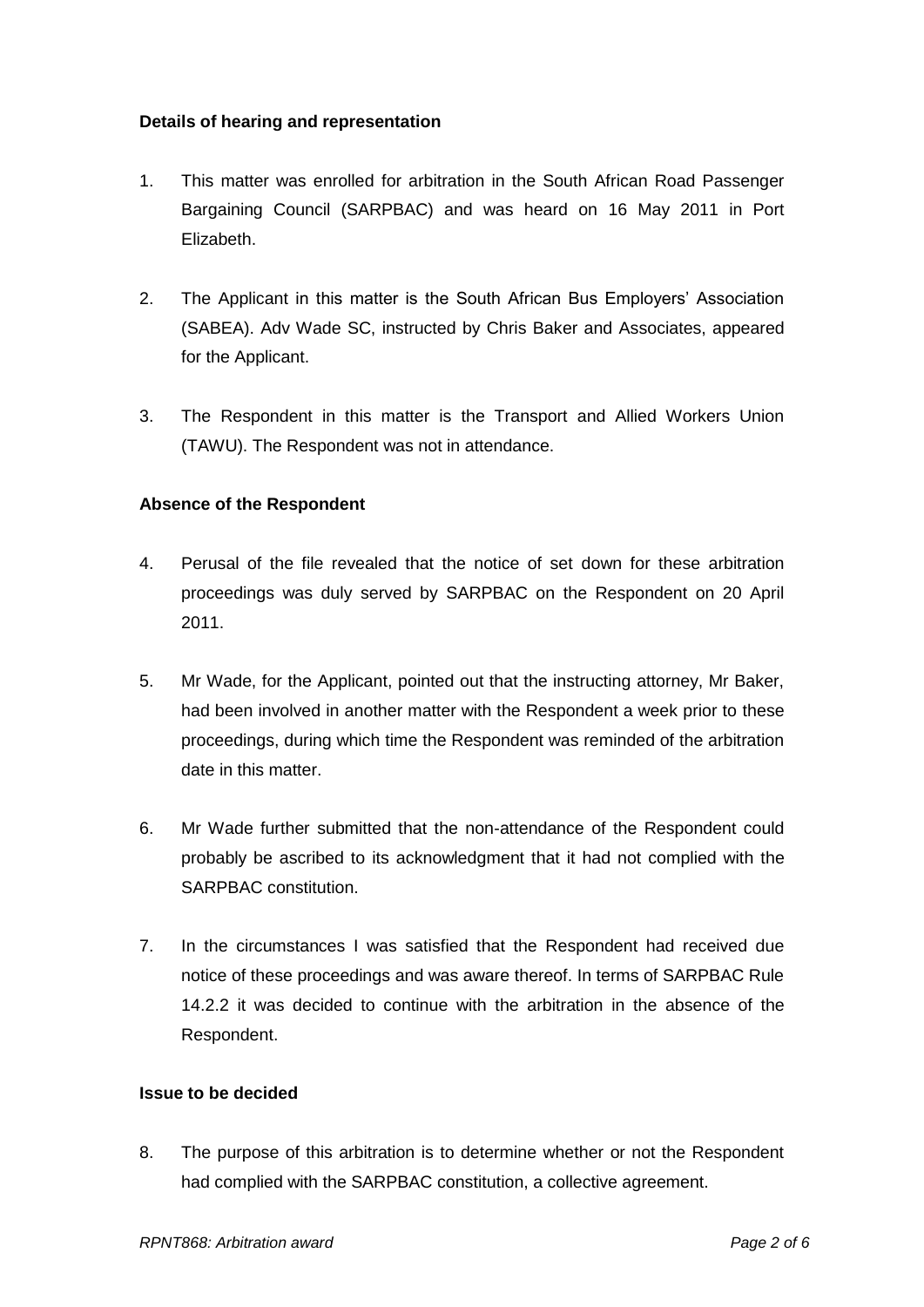**Details of hearing and representation**

1. This matter was enrolled for arbitration in the South African Road Passenger Bargaining Council (SARPBAC) and was heard on 16 May 2011 in Port Elizabeth.

2. The Applicant in this matter is the South African Bus Employers' Association (SABEA). Adv Wade SC, instructed by Chris Baker and Associates, appeared for the Applicant.

3. The Respondent in this matter is the Transport and Allied Workers Union (TAWU). The Respondent was not in attendance.

**Absence of the Respondent**

4. Perusal of the file revealed that the notice of set down for these arbitration proceedings was duly served by SARPBAC on the Respondent on 20 April 2011.

5. Mr Wade, for the Applicant, pointed out that the instructing attorney, Mr Baker, had been involved in another matter with the Respondent a week prior to these proceedings, during which time the Respondent was reminded of the arbitration date in this matter.

6. Mr Wade further submitted that the non-attendance of the Respondent could probably be ascribed to its acknowledgment that it had not complied with the SARPBAC constitution.

7. In the circumstances I was satisfied that the Respondent had received due notice of these proceedings and was aware thereof. In terms of SARPBAC Rule 14.2.2 it was decided to continue with the arbitration in the absence of the Respondent.

**Issue to be decided**

8. The purpose of this arbitration is to determine whether or not the Respondent had complied with the SARPBAC constitution, a collective agreement.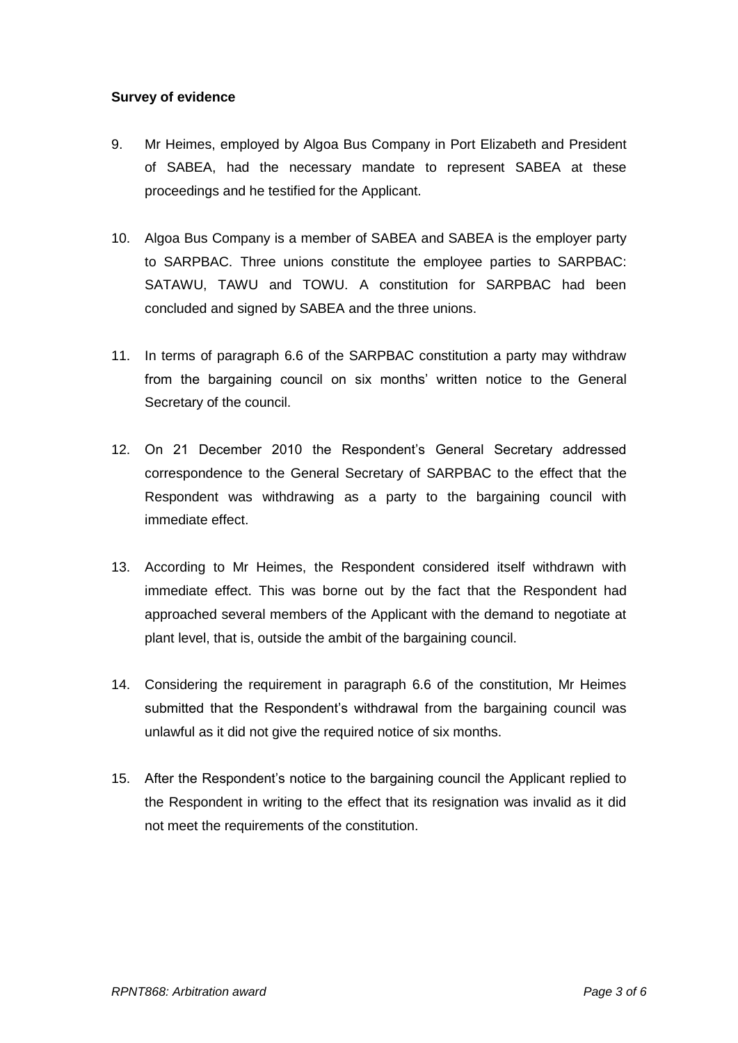**Survey of evidence**

9. Mr Heimes, employed by Algoa Bus Company in Port Elizabeth and President of SABEA, had the necessary mandate to represent SABEA at these proceedings and he testified for the Applicant.

10. Algoa Bus Company is a member of SABEA and SABEA is the employer party to SARPBAC. Three unions constitute the employee parties to SARPBAC: SATAWU, TAWU and TOWU. A constitution for SARPBAC had been concluded and signed by SABEA and the three unions.

11. In terms of paragraph 6.6 of the SARPBAC constitution a party may withdraw from the bargaining council on six months' written notice to the General Secretary of the council.

12. On 21 December 2010 the Respondent's General Secretary addressed correspondence to the General Secretary of SARPBAC to the effect that the Respondent was withdrawing as a party to the bargaining council with immediate effect.

13. According to Mr Heimes, the Respondent considered itself withdrawn with immediate effect. This was borne out by the fact that the Respondent had approached several members of the Applicant with the demand to negotiate at plant level, that is, outside the ambit of the bargaining council.

14. Considering the requirement in paragraph 6.6 of the constitution, Mr Heimes submitted that the Respondent's withdrawal from the bargaining council was unlawful as it did not give the required notice of six months.

15. After the Respondent's notice to the bargaining council the Applicant replied to the Respondent in writing to the effect that its resignation was invalid as it did not meet the requirements of the constitution.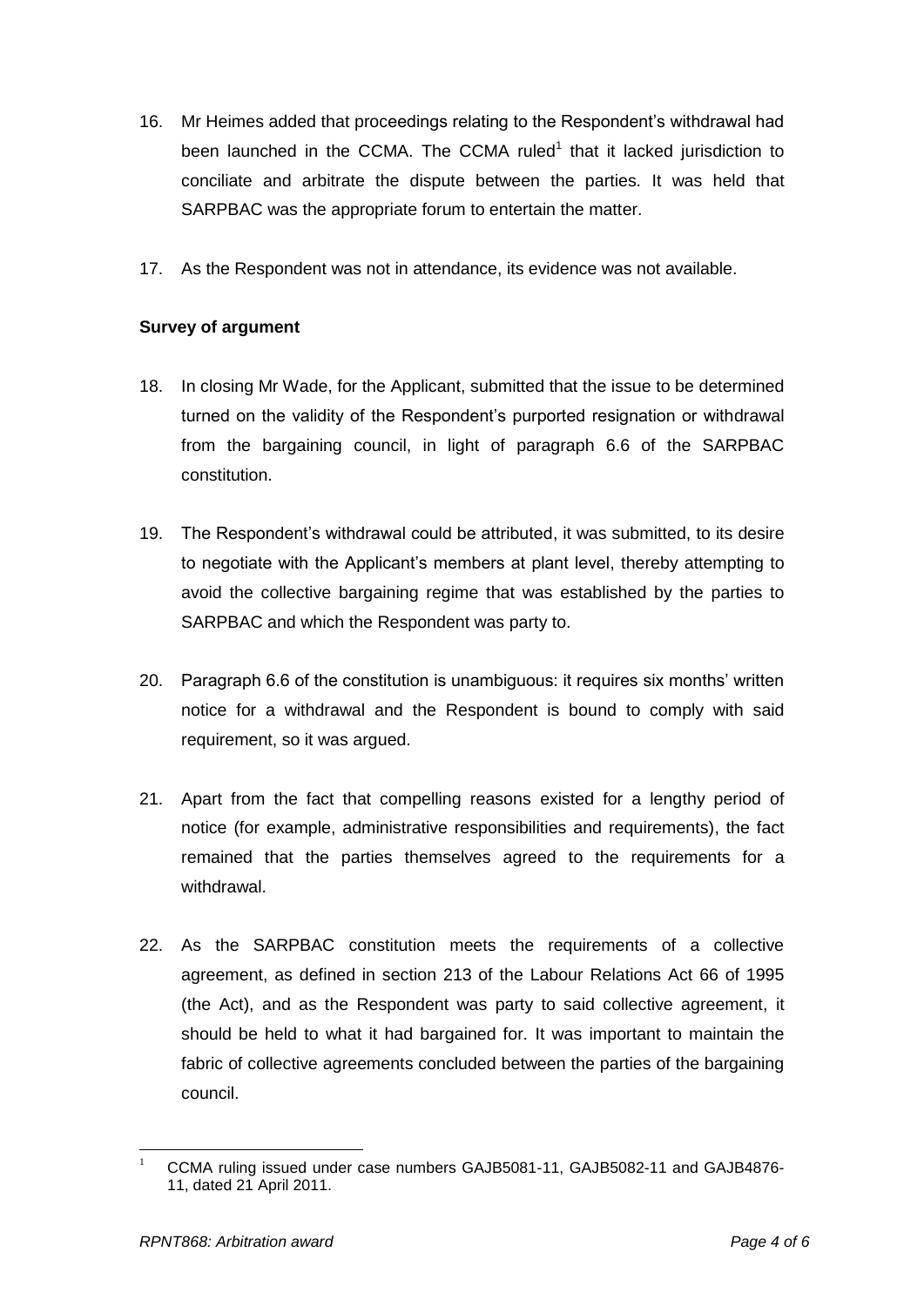16. Mr Heimes added that proceedings relating to the Respondent's withdrawal had been launched in the CCMA. The CCMA ruled[1] that it lacked jurisdiction to conciliate and arbitrate the dispute between the parties. It was held that SARPBAC was the appropriate forum to entertain the matter.

17. As the Respondent was not in attendance, its evidence was not available.

**Survey of argument**

18. In closing Mr Wade, for the Applicant, submitted that the issue to be determined turned on the validity of the Respondent's purported resignation or withdrawal from the bargaining council, in light of paragraph 6.6 of the SARPBAC constitution.

19. The Respondent's withdrawal could be attributed, it was submitted, to its desire to negotiate with the Applicant's members at plant level, thereby attempting to avoid the collective bargaining regime that was established by the parties to SARPBAC and which the Respondent was party to.

20. Paragraph 6.6 of the constitution is unambiguous: it requires six months' written notice for a withdrawal and the Respondent is bound to comply with said requirement, so it was argued.

21. Apart from the fact that compelling reasons existed for a lengthy period of notice (for example, administrative responsibilities and requirements), the fact remained that the parties themselves agreed to the requirements for a withdrawal.

22. As the SARPBAC constitution meets the requirements of a collective agreement, as defined in section 213 of the Labour Relations Act 66 of 1995 (the Act), and as the Respondent was party to said collective agreement, it should be held to what it had bargained for. It was important to maintain the fabric of collective agreements concluded between the parties of the bargaining council.

[1] CCMA ruling issued under case numbers GAJB5081-11, GAJB5082-11 and GAJB4876-11, dated 21 April 2011.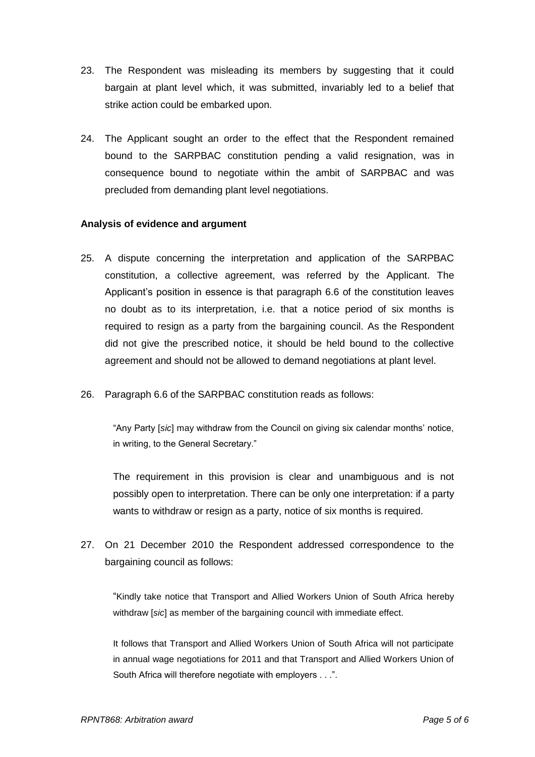23. The Respondent was misleading its members by suggesting that it could bargain at plant level which, it was submitted, invariably led to a belief that strike action could be embarked upon.

24. The Applicant sought an order to the effect that the Respondent remained bound to the SARPBAC constitution pending a valid resignation, was in consequence bound to negotiate within the ambit of SARPBAC and was precluded from demanding plant level negotiations.

**Analysis of evidence and argument**

25. A dispute concerning the interpretation and application of the SARPBAC constitution, a collective agreement, was referred by the Applicant. The Applicant's position in essence is that paragraph 6.6 of the constitution leaves no doubt as to its interpretation, i.e. that a notice period of six months is required to resign as a party from the bargaining council. As the Respondent did not give the prescribed notice, it should be held bound to the collective agreement and should not be allowed to demand negotiations at plant level.

26. Paragraph 6.6 of the SARPBAC constitution reads as follows:

    "Any Party [*sic*] may withdraw from the Council on giving six calendar months' notice, in writing, to the General Secretary."

    The requirement in this provision is clear and unambiguous and is not possibly open to interpretation. There can be only one interpretation: if a party wants to withdraw or resign as a party, notice of six months is required.

27. On 21 December 2010 the Respondent addressed correspondence to the bargaining council as follows:

    "Kindly take notice that Transport and Allied Workers Union of South Africa hereby withdraw [*sic*] as member of the bargaining council with immediate effect.

    It follows that Transport and Allied Workers Union of South Africa will not participate in annual wage negotiations for 2011 and that Transport and Allied Workers Union of South Africa will therefore negotiate with employers . . .".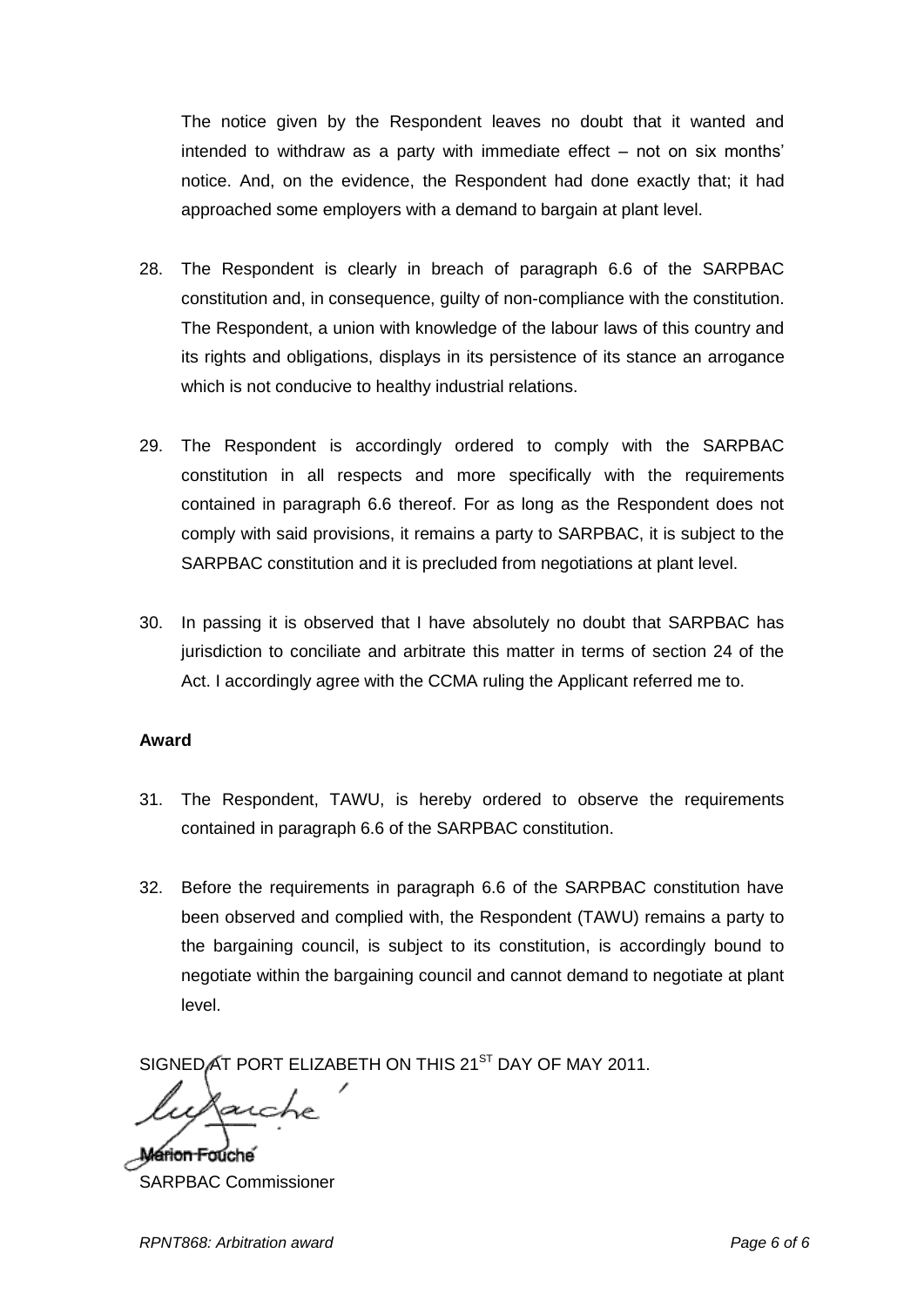The notice given by the Respondent leaves no doubt that it wanted and intended to withdraw as a party with immediate effect – not on six months' notice. And, on the evidence, the Respondent had done exactly that; it had approached some employers with a demand to bargain at plant level.

28. The Respondent is clearly in breach of paragraph 6.6 of the SARPBAC constitution and, in consequence, guilty of non-compliance with the constitution. The Respondent, a union with knowledge of the labour laws of this country and its rights and obligations, displays in its persistence of its stance an arrogance which is not conducive to healthy industrial relations.

29. The Respondent is accordingly ordered to comply with the SARPBAC constitution in all respects and more specifically with the requirements contained in paragraph 6.6 thereof. For as long as the Respondent does not comply with said provisions, it remains a party to SARPBAC, it is subject to the SARPBAC constitution and it is precluded from negotiations at plant level.

30. In passing it is observed that I have absolutely no doubt that SARPBAC has jurisdiction to conciliate and arbitrate this matter in terms of section 24 of the Act. I accordingly agree with the CCMA ruling the Applicant referred me to.

**Award**

31. The Respondent, TAWU, is hereby ordered to observe the requirements contained in paragraph 6.6 of the SARPBAC constitution.

32. Before the requirements in paragraph 6.6 of the SARPBAC constitution have been observed and complied with, the Respondent (TAWU) remains a party to the bargaining council, is subject to its constitution, is accordingly bound to negotiate within the bargaining council and cannot demand to negotiate at plant level.

SIGNED AT PORT ELIZABETH ON THIS 21[ST] DAY OF MAY 2011.

Marion Fouché

SARPBAC Commissioner